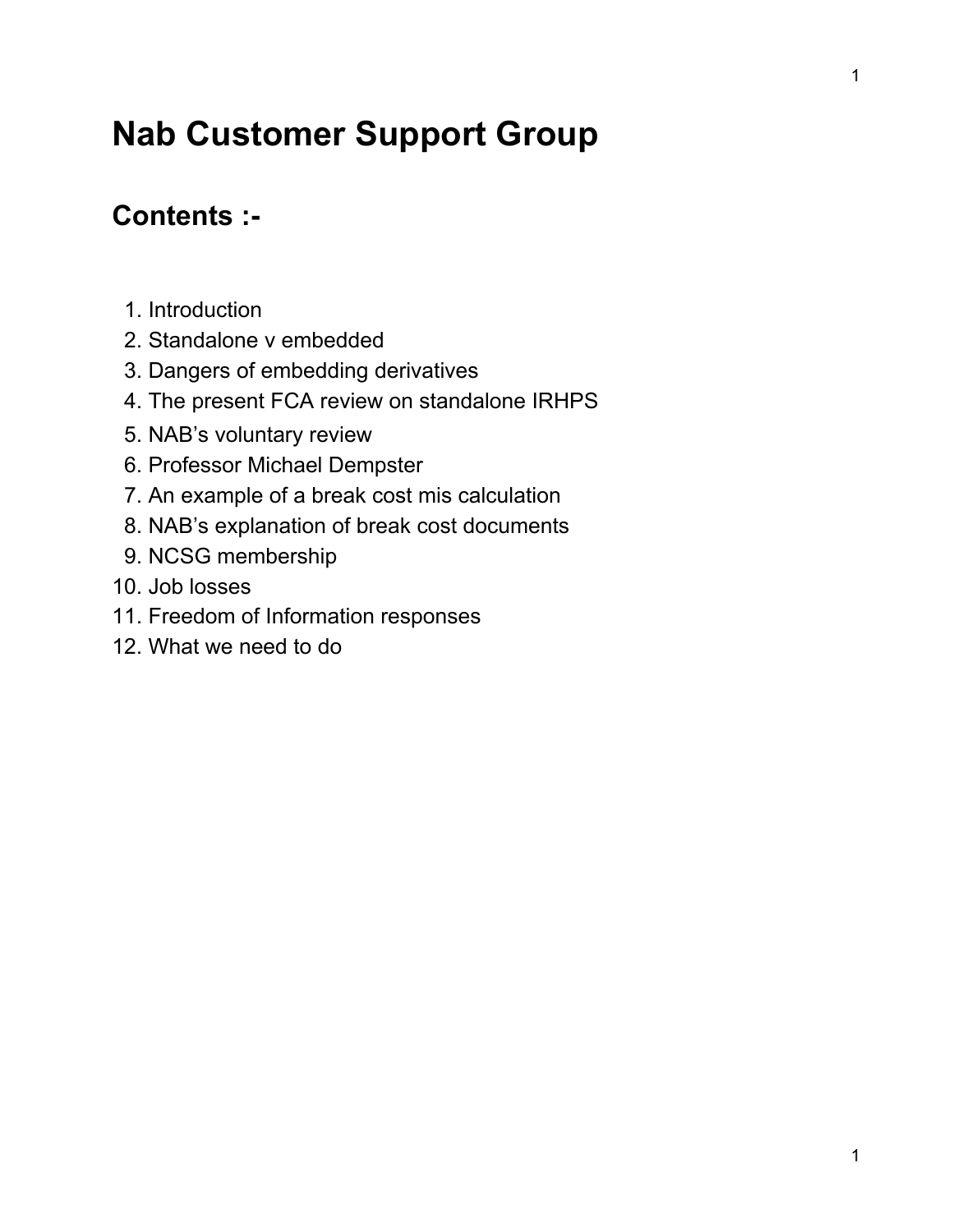# Nab Customer Support Group

## Contents :-

1. Introduction
2. Standalone v embedded
3. Dangers of embedding derivatives
4. The present FCA review on standalone IRHPS
5. NAB's voluntary review
6. Professor Michael Dempster
7. An example of a break cost mis calculation
8. NAB's explanation of break cost documents
9. NCSG membership
10. Job losses
11. Freedom of Information responses
12. What we need to do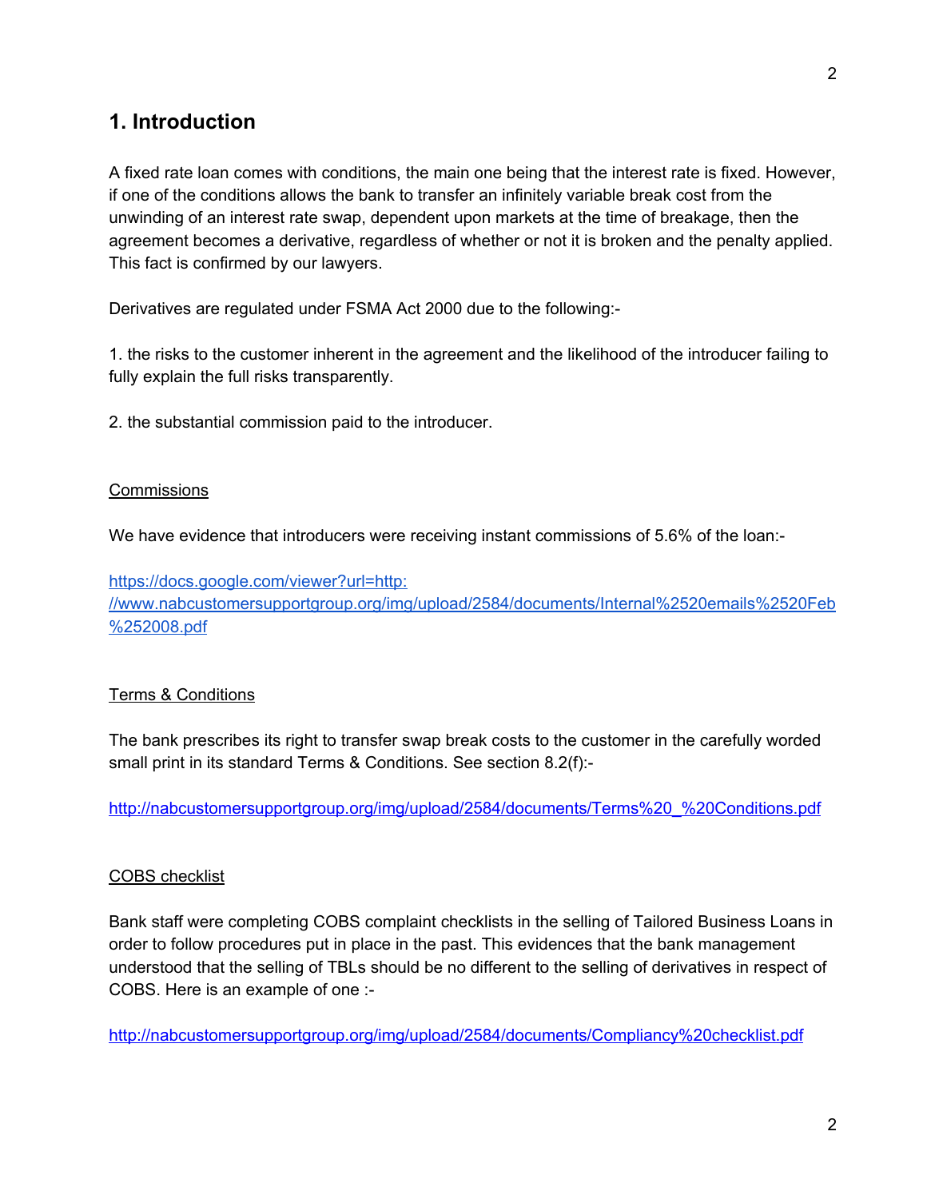# 1. Introduction

A fixed rate loan comes with conditions, the main one being that the interest rate is fixed. However, if one of the conditions allows the bank to transfer an infinitely variable break cost from the unwinding of an interest rate swap, dependent upon markets at the time of breakage, then the agreement becomes a derivative, regardless of whether or not it is broken and the penalty applied. This fact is confirmed by our lawyers.

Derivatives are regulated under FSMA Act 2000 due to the following:-

1. the risks to the customer inherent in the agreement and the likelihood of the introducer failing to fully explain the full risks transparently.

2. the substantial commission paid to the introducer.

Commissions

We have evidence that introducers were receiving instant commissions of 5.6% of the loan:-

https://docs.google.com/viewer?url=http://www.nabcustomersupportgroup.org/img/upload/2584/documents/Internal%2520emails%2520Feb%252008.pdf

Terms & Conditions

The bank prescribes its right to transfer swap break costs to the customer in the carefully worded small print in its standard Terms & Conditions. See section 8.2(f):-

http://nabcustomersupportgroup.org/img/upload/2584/documents/Terms%20_%20Conditions.pdf

COBS checklist

Bank staff were completing COBS complaint checklists in the selling of Tailored Business Loans in order to follow procedures put in place in the past. This evidences that the bank management understood that the selling of TBLs should be no different to the selling of derivatives in respect of COBS. Here is an example of one :-

http://nabcustomersupportgroup.org/img/upload/2584/documents/Compliancy%20checklist.pdf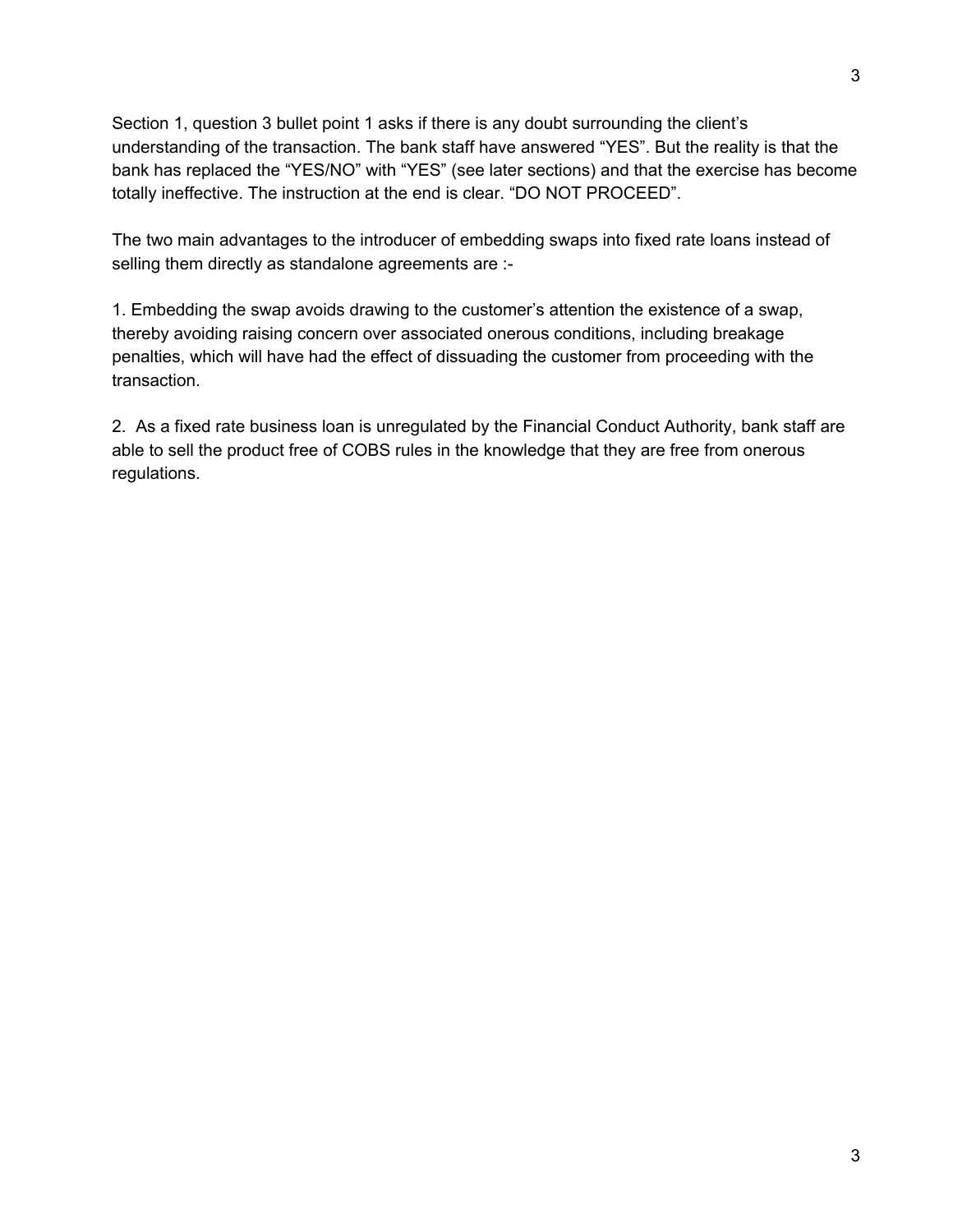Section 1, question 3 bullet point 1 asks if there is any doubt surrounding the client's understanding of the transaction. The bank staff have answered "YES". But the reality is that the bank has replaced the "YES/NO" with "YES" (see later sections) and that the exercise has become totally ineffective. The instruction at the end is clear. "DO NOT PROCEED".

The two main advantages to the introducer of embedding swaps into fixed rate loans instead of selling them directly as standalone agreements are :-

1. Embedding the swap avoids drawing to the customer's attention the existence of a swap, thereby avoiding raising concern over associated onerous conditions, including breakage penalties, which will have had the effect of dissuading the customer from proceeding with the transaction.

2. As a fixed rate business loan is unregulated by the Financial Conduct Authority, bank staff are able to sell the product free of COBS rules in the knowledge that they are free from onerous regulations.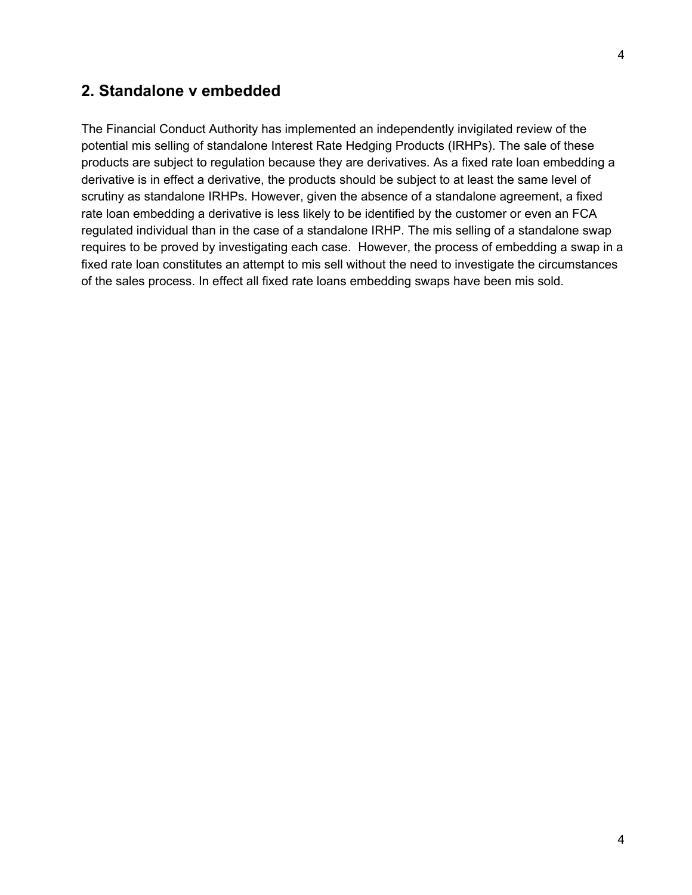## 2. Standalone v embedded

The Financial Conduct Authority has implemented an independently invigilated review of the potential mis selling of standalone Interest Rate Hedging Products (IRHPs). The sale of these products are subject to regulation because they are derivatives. As a fixed rate loan embedding a derivative is in effect a derivative, the products should be subject to at least the same level of scrutiny as standalone IRHPs. However, given the absence of a standalone agreement, a fixed rate loan embedding a derivative is less likely to be identified by the customer or even an FCA regulated individual than in the case of a standalone IRHP. The mis selling of a standalone swap requires to be proved by investigating each case. However, the process of embedding a swap in a fixed rate loan constitutes an attempt to mis sell without the need to investigate the circumstances of the sales process. In effect all fixed rate loans embedding swaps have been mis sold.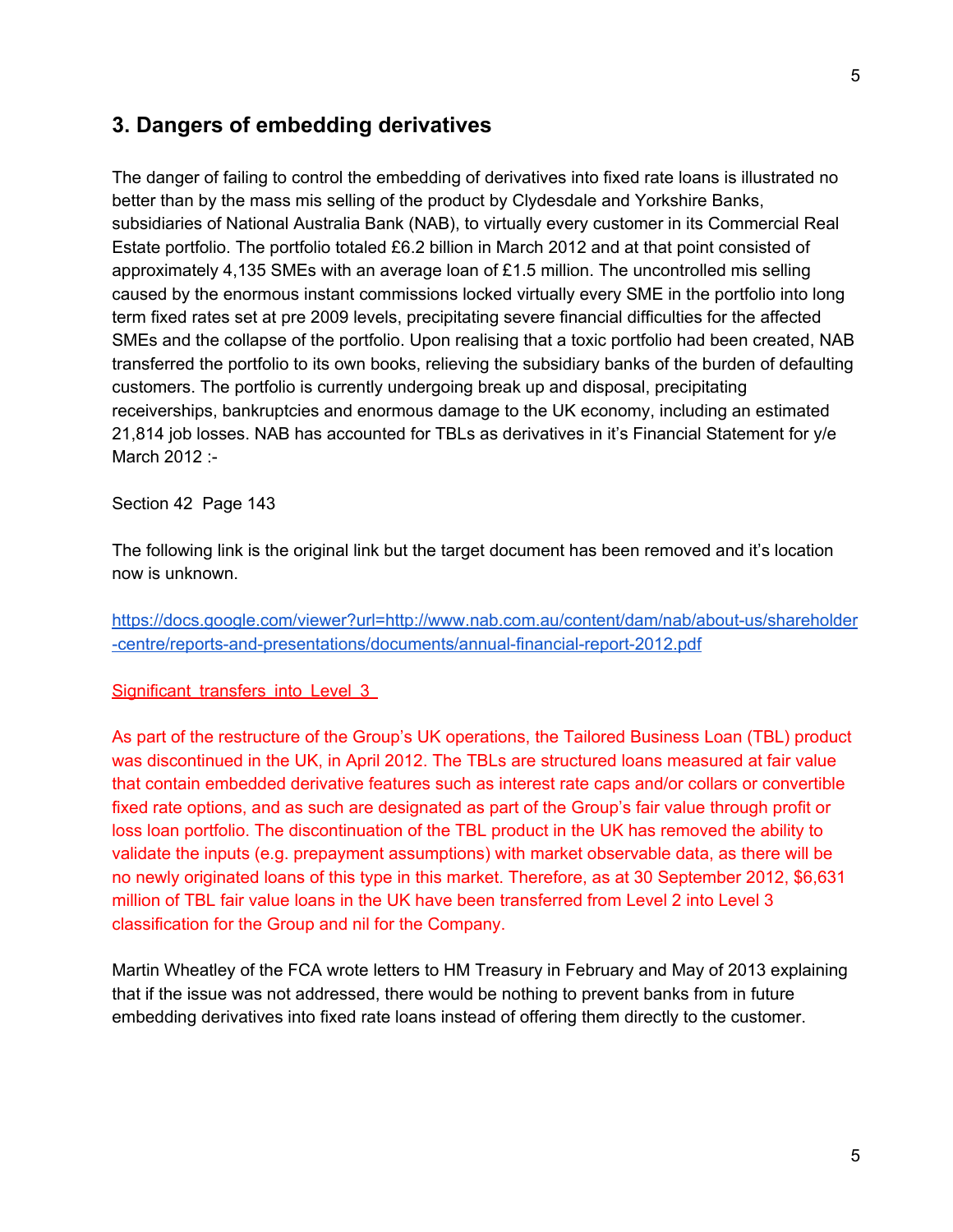## 3. Dangers of embedding derivatives

The danger of failing to control the embedding of derivatives into fixed rate loans is illustrated no better than by the mass mis selling of the product by Clydesdale and Yorkshire Banks, subsidiaries of National Australia Bank (NAB), to virtually every customer in its Commercial Real Estate portfolio. The portfolio totaled £6.2 billion in March 2012 and at that point consisted of approximately 4,135 SMEs with an average loan of £1.5 million. The uncontrolled mis selling caused by the enormous instant commissions locked virtually every SME in the portfolio into long term fixed rates set at pre 2009 levels, precipitating severe financial difficulties for the affected SMEs and the collapse of the portfolio. Upon realising that a toxic portfolio had been created, NAB transferred the portfolio to its own books, relieving the subsidiary banks of the burden of defaulting customers. The portfolio is currently undergoing break up and disposal, precipitating receiverships, bankruptcies and enormous damage to the UK economy, including an estimated 21,814 job losses. NAB has accounted for TBLs as derivatives in it's Financial Statement for y/e March 2012 :-

Section 42 Page 143

The following link is the original link but the target document has been removed and it's location now is unknown.

https://docs.google.com/viewer?url=http://www.nab.com.au/content/dam/nab/about-us/shareholder-centre/reports-and-presentations/documents/annual-financial-report-2012.pdf

Significant transfers into Level 3

As part of the restructure of the Group's UK operations, the Tailored Business Loan (TBL) product was discontinued in the UK, in April 2012. The TBLs are structured loans measured at fair value that contain embedded derivative features such as interest rate caps and/or collars or convertible fixed rate options, and as such are designated as part of the Group's fair value through profit or loss loan portfolio. The discontinuation of the TBL product in the UK has removed the ability to validate the inputs (e.g. prepayment assumptions) with market observable data, as there will be no newly originated loans of this type in this market. Therefore, as at 30 September 2012, $6,631 million of TBL fair value loans in the UK have been transferred from Level 2 into Level 3 classification for the Group and nil for the Company.

Martin Wheatley of the FCA wrote letters to HM Treasury in February and May of 2013 explaining that if the issue was not addressed, there would be nothing to prevent banks from in future embedding derivatives into fixed rate loans instead of offering them directly to the customer.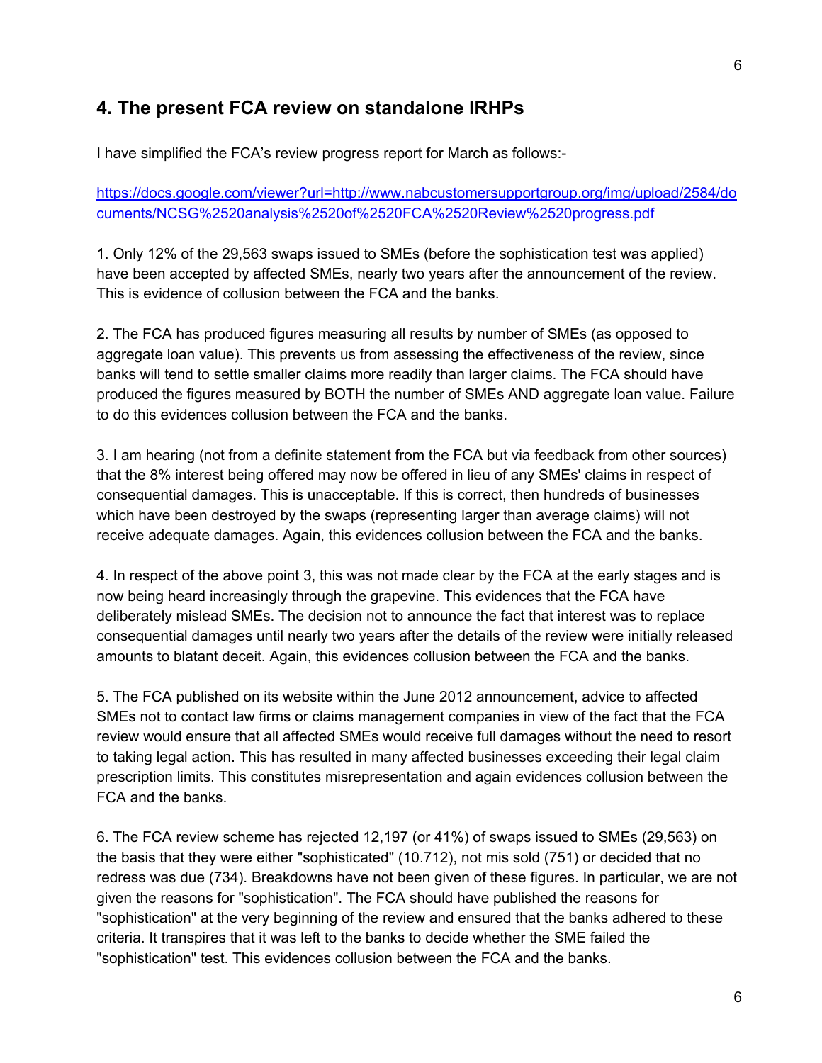## 4. The present FCA review on standalone IRHPs

I have simplified the FCA's review progress report for March as follows:-

https://docs.google.com/viewer?url=http://www.nabcustomersupportgroup.org/img/upload/2584/documents/NCSG%2520analysis%2520of%2520FCA%2520Review%2520progress.pdf

1. Only 12% of the 29,563 swaps issued to SMEs (before the sophistication test was applied) have been accepted by affected SMEs, nearly two years after the announcement of the review. This is evidence of collusion between the FCA and the banks.

2. The FCA has produced figures measuring all results by number of SMEs (as opposed to aggregate loan value). This prevents us from assessing the effectiveness of the review, since banks will tend to settle smaller claims more readily than larger claims. The FCA should have produced the figures measured by BOTH the number of SMEs AND aggregate loan value. Failure to do this evidences collusion between the FCA and the banks.

3. I am hearing (not from a definite statement from the FCA but via feedback from other sources) that the 8% interest being offered may now be offered in lieu of any SMEs' claims in respect of consequential damages. This is unacceptable. If this is correct, then hundreds of businesses which have been destroyed by the swaps (representing larger than average claims) will not receive adequate damages. Again, this evidences collusion between the FCA and the banks.

4. In respect of the above point 3, this was not made clear by the FCA at the early stages and is now being heard increasingly through the grapevine. This evidences that the FCA have deliberately mislead SMEs. The decision not to announce the fact that interest was to replace consequential damages until nearly two years after the details of the review were initially released amounts to blatant deceit. Again, this evidences collusion between the FCA and the banks.

5. The FCA published on its website within the June 2012 announcement, advice to affected SMEs not to contact law firms or claims management companies in view of the fact that the FCA review would ensure that all affected SMEs would receive full damages without the need to resort to taking legal action. This has resulted in many affected businesses exceeding their legal claim prescription limits. This constitutes misrepresentation and again evidences collusion between the FCA and the banks.

6. The FCA review scheme has rejected 12,197 (or 41%) of swaps issued to SMEs (29,563) on the basis that they were either "sophisticated" (10.712), not mis sold (751) or decided that no redress was due (734). Breakdowns have not been given of these figures. In particular, we are not given the reasons for "sophistication". The FCA should have published the reasons for "sophistication" at the very beginning of the review and ensured that the banks adhered to these criteria. It transpires that it was left to the banks to decide whether the SME failed the "sophistication" test. This evidences collusion between the FCA and the banks.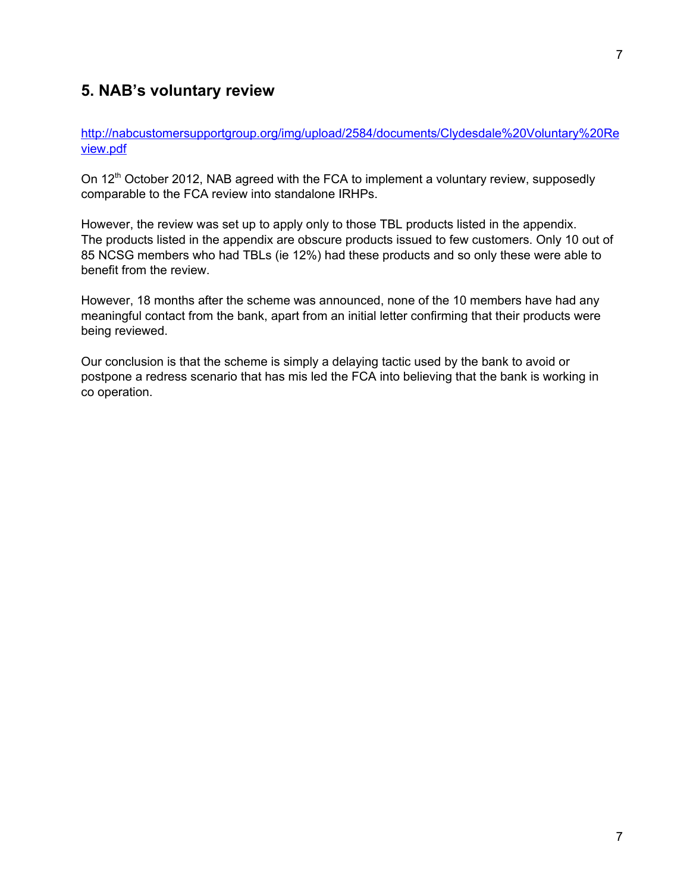## 5. NAB's voluntary review

[http://nabcustomersupportgroup.org/img/upload/2584/documents/Clydesdale%20Voluntary%20Review.pdf](http://nabcustomersupportgroup.org/img/upload/2584/documents/Clydesdale%20Voluntary%20Review.pdf)

On 12th October 2012, NAB agreed with the FCA to implement a voluntary review, supposedly comparable to the FCA review into standalone IRHPs.

However, the review was set up to apply only to those TBL products listed in the appendix. The products listed in the appendix are obscure products issued to few customers. Only 10 out of 85 NCSG members who had TBLs (ie 12%) had these products and so only these were able to benefit from the review.

However, 18 months after the scheme was announced, none of the 10 members have had any meaningful contact from the bank, apart from an initial letter confirming that their products were being reviewed.

Our conclusion is that the scheme is simply a delaying tactic used by the bank to avoid or postpone a redress scenario that has mis led the FCA into believing that the bank is working in co operation.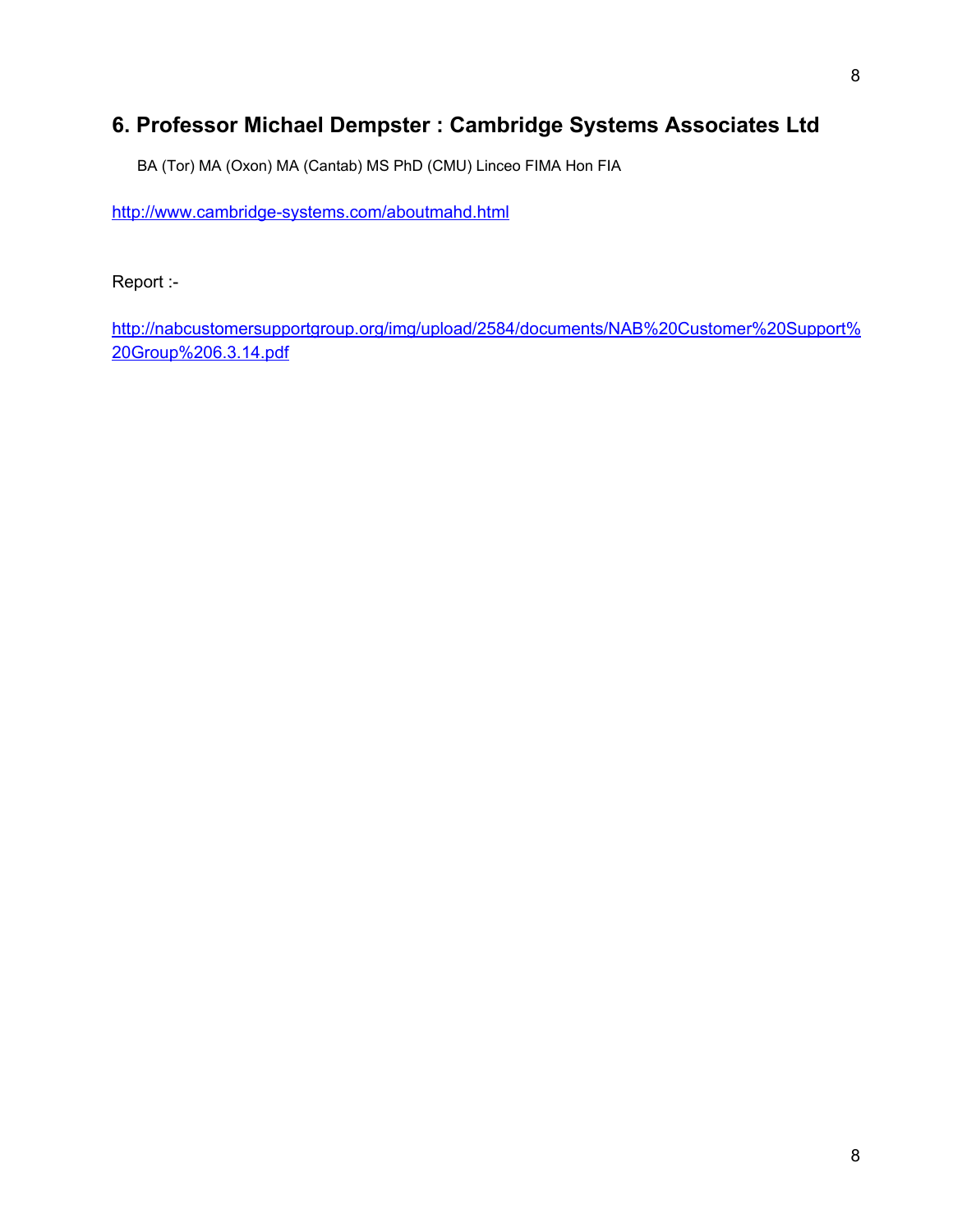## 6. Professor Michael Dempster : Cambridge Systems Associates Ltd

BA (Tor) MA (Oxon) MA (Cantab) MS PhD (CMU) Linceo FIMA Hon FIA

http://www.cambridge-systems.com/aboutmahd.html

Report :-

http://nabcustomersupportgroup.org/img/upload/2584/documents/NAB%20Customer%20Support%20Group%206.3.14.pdf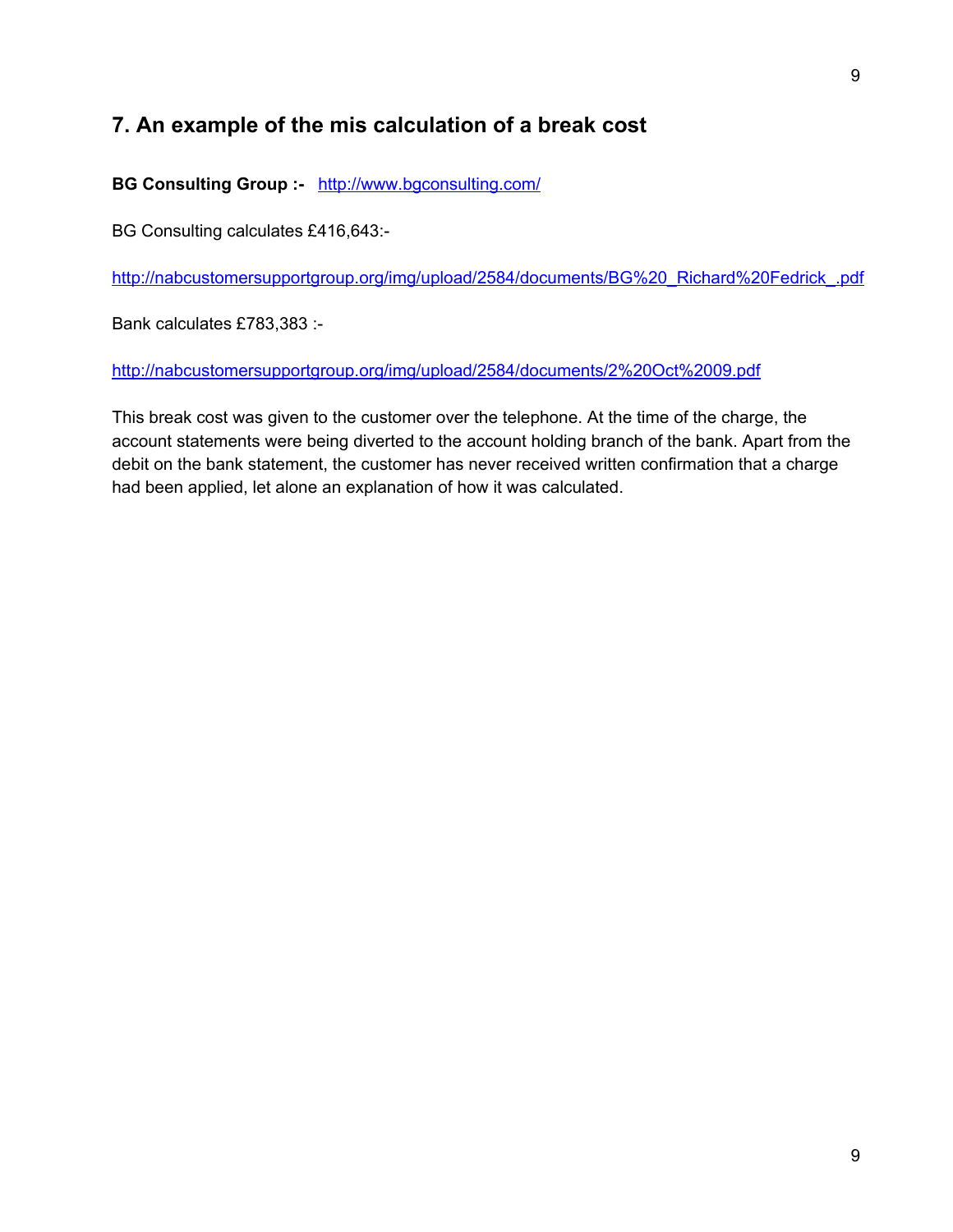## 7. An example of the mis calculation of a break cost

**BG Consulting Group :-** http://www.bgconsulting.com/

BG Consulting calculates £416,643:-

http://nabcustomersupportgroup.org/img/upload/2584/documents/BG%20_Richard%20Fedrick_.pdf

Bank calculates £783,383 :-

http://nabcustomersupportgroup.org/img/upload/2584/documents/2%20Oct%2009.pdf

This break cost was given to the customer over the telephone. At the time of the charge, the account statements were being diverted to the account holding branch of the bank. Apart from the debit on the bank statement, the customer has never received written confirmation that a charge had been applied, let alone an explanation of how it was calculated.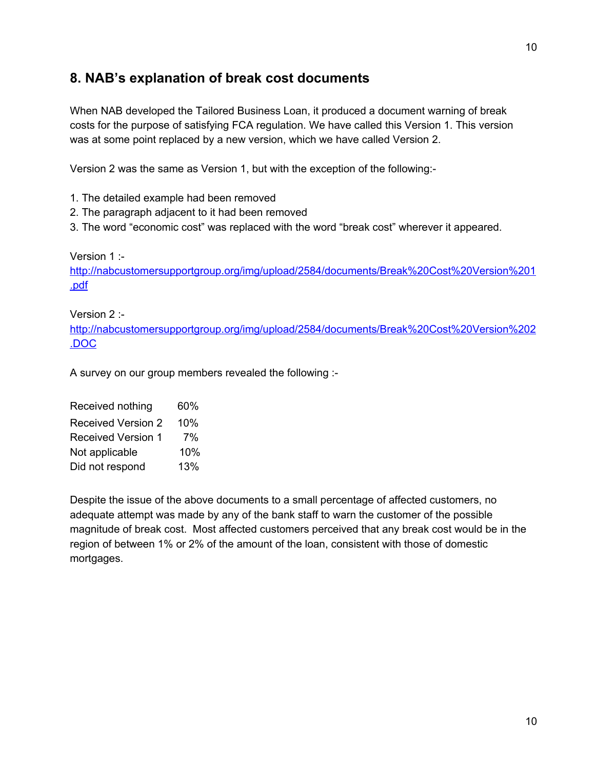## 8. NAB's explanation of break cost documents

When NAB developed the Tailored Business Loan, it produced a document warning of break costs for the purpose of satisfying FCA regulation. We have called this Version 1. This version was at some point replaced by a new version, which we have called Version 2.

Version 2 was the same as Version 1, but with the exception of the following:-

1. The detailed example had been removed
2. The paragraph adjacent to it had been removed
3. The word "economic cost" was replaced with the word "break cost" wherever it appeared.

Version 1 :-
[http://nabcustomersupportgroup.org/img/upload/2584/documents/Break%20Cost%20Version%201.pdf](http://nabcustomersupportgroup.org/img/upload/2584/documents/Break%20Cost%20Version%201.pdf)

Version 2 :-
[http://nabcustomersupportgroup.org/img/upload/2584/documents/Break%20Cost%20Version%202.DOC](http://nabcustomersupportgroup.org/img/upload/2584/documents/Break%20Cost%20Version%202.DOC)

A survey on our group members revealed the following :-

| | |
|---|---|
| Received nothing | 60% |
| Received Version 2 | 10% |
| Received Version 1 | 7% |
| Not applicable | 10% |
| Did not respond | 13% |

Despite the issue of the above documents to a small percentage of affected customers, no adequate attempt was made by any of the bank staff to warn the customer of the possible magnitude of break cost. Most affected customers perceived that any break cost would be in the region of between 1% or 2% of the amount of the loan, consistent with those of domestic mortgages.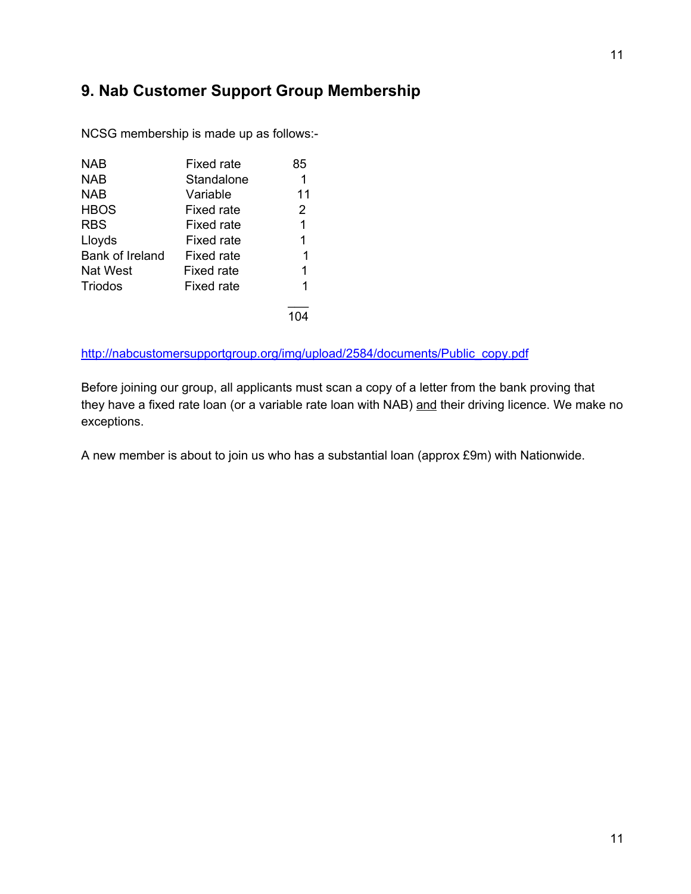## 9. Nab Customer Support Group Membership

NCSG membership is made up as follows:-

| | | |
|---|---|---|
| NAB | Fixed rate | 85 |
| NAB | Standalone | 1 |
| NAB | Variable | 11 |
| HBOS | Fixed rate | 2 |
| RBS | Fixed rate | 1 |
| Lloyds | Fixed rate | 1 |
| Bank of Ireland | Fixed rate | 1 |
| Nat West | Fixed rate | 1 |
| Triodos | Fixed rate | 1 |
| | | 104 |

http://nabcustomersupportgroup.org/img/upload/2584/documents/Public_copy.pdf

Before joining our group, all applicants must scan a copy of a letter from the bank proving that they have a fixed rate loan (or a variable rate loan with NAB) <u>and</u> their driving licence. We make no exceptions.

A new member is about to join us who has a substantial loan (approx £9m) with Nationwide.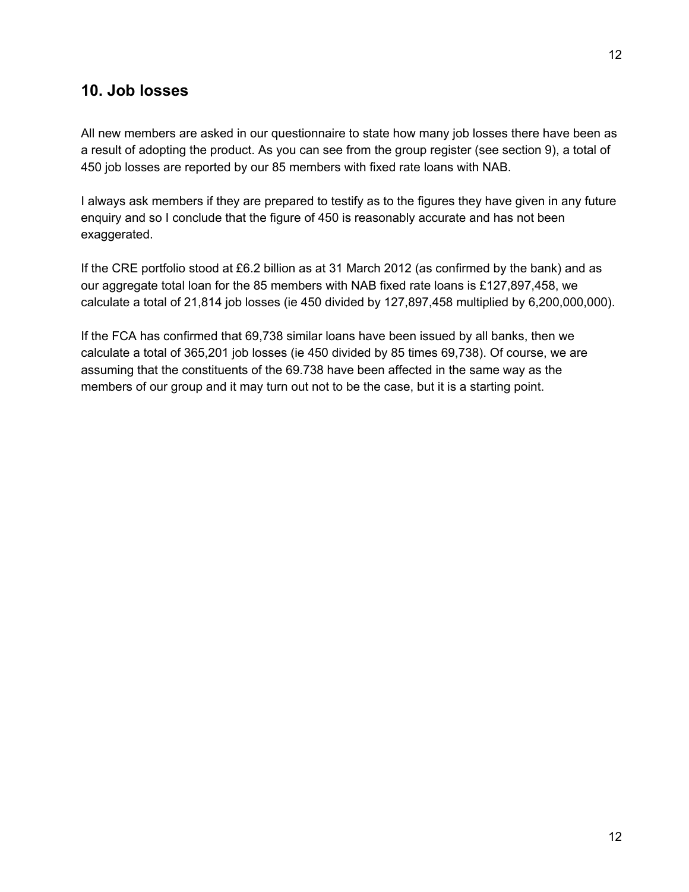## 10. Job losses

All new members are asked in our questionnaire to state how many job losses there have been as a result of adopting the product. As you can see from the group register (see section 9), a total of 450 job losses are reported by our 85 members with fixed rate loans with NAB.

I always ask members if they are prepared to testify as to the figures they have given in any future enquiry and so I conclude that the figure of 450 is reasonably accurate and has not been exaggerated.

If the CRE portfolio stood at £6.2 billion as at 31 March 2012 (as confirmed by the bank) and as our aggregate total loan for the 85 members with NAB fixed rate loans is £127,897,458, we calculate a total of 21,814 job losses (ie 450 divided by 127,897,458 multiplied by 6,200,000,000).

If the FCA has confirmed that 69,738 similar loans have been issued by all banks, then we calculate a total of 365,201 job losses (ie 450 divided by 85 times 69,738). Of course, we are assuming that the constituents of the 69.738 have been affected in the same way as the members of our group and it may turn out not to be the case, but it is a starting point.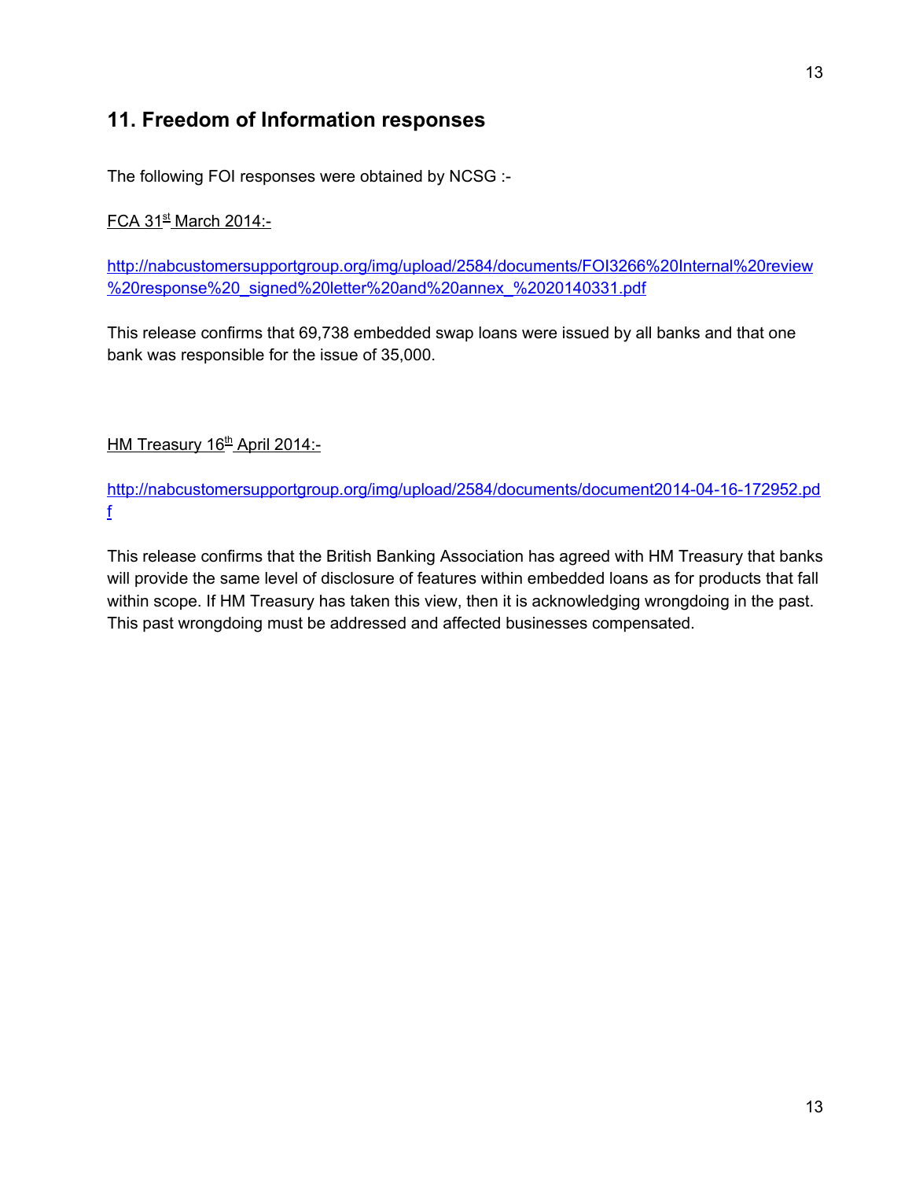## 11. Freedom of Information responses

The following FOI responses were obtained by NCSG :-

FCA 31st March 2014:-

http://nabcustomersupportgroup.org/img/upload/2584/documents/FOI3266%20Internal%20review%20response%20_signed%20letter%20and%20annex_%2020140331.pdf

This release confirms that 69,738 embedded swap loans were issued by all banks and that one bank was responsible for the issue of 35,000.

HM Treasury 16th April 2014:-

http://nabcustomersupportgroup.org/img/upload/2584/documents/document2014-04-16-172952.pdf

This release confirms that the British Banking Association has agreed with HM Treasury that banks will provide the same level of disclosure of features within embedded loans as for products that fall within scope. If HM Treasury has taken this view, then it is acknowledging wrongdoing in the past. This past wrongdoing must be addressed and affected businesses compensated.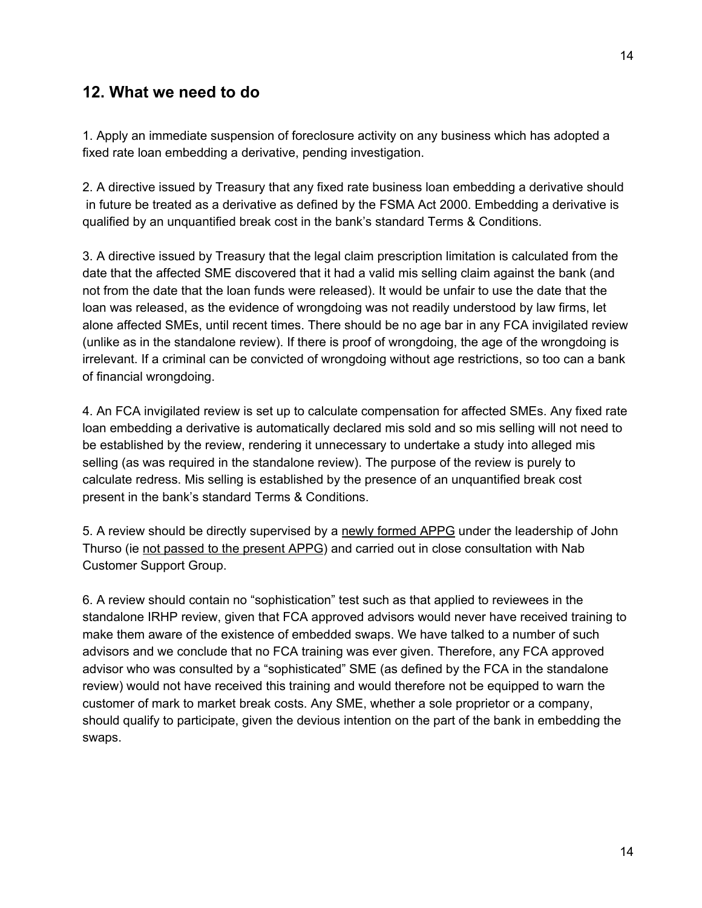## 12. What we need to do

1. Apply an immediate suspension of foreclosure activity on any business which has adopted a fixed rate loan embedding a derivative, pending investigation.

2. A directive issued by Treasury that any fixed rate business loan embedding a derivative should in future be treated as a derivative as defined by the FSMA Act 2000. Embedding a derivative is qualified by an unquantified break cost in the bank's standard Terms & Conditions.

3. A directive issued by Treasury that the legal claim prescription limitation is calculated from the date that the affected SME discovered that it had a valid mis selling claim against the bank (and not from the date that the loan funds were released). It would be unfair to use the date that the loan was released, as the evidence of wrongdoing was not readily understood by law firms, let alone affected SMEs, until recent times. There should be no age bar in any FCA invigilated review (unlike as in the standalone review). If there is proof of wrongdoing, the age of the wrongdoing is irrelevant. If a criminal can be convicted of wrongdoing without age restrictions, so too can a bank of financial wrongdoing.

4. An FCA invigilated review is set up to calculate compensation for affected SMEs. Any fixed rate loan embedding a derivative is automatically declared mis sold and so mis selling will not need to be established by the review, rendering it unnecessary to undertake a study into alleged mis selling (as was required in the standalone review). The purpose of the review is purely to calculate redress. Mis selling is established by the presence of an unquantified break cost present in the bank's standard Terms & Conditions.

5. A review should be directly supervised by a newly formed APPG under the leadership of John Thurso (ie not passed to the present APPG) and carried out in close consultation with Nab Customer Support Group.

6. A review should contain no "sophistication" test such as that applied to reviewees in the standalone IRHP review, given that FCA approved advisors would never have received training to make them aware of the existence of embedded swaps. We have talked to a number of such advisors and we conclude that no FCA training was ever given. Therefore, any FCA approved advisor who was consulted by a "sophisticated" SME (as defined by the FCA in the standalone review) would not have received this training and would therefore not be equipped to warn the customer of mark to market break costs. Any SME, whether a sole proprietor or a company, should qualify to participate, given the devious intention on the part of the bank in embedding the swaps.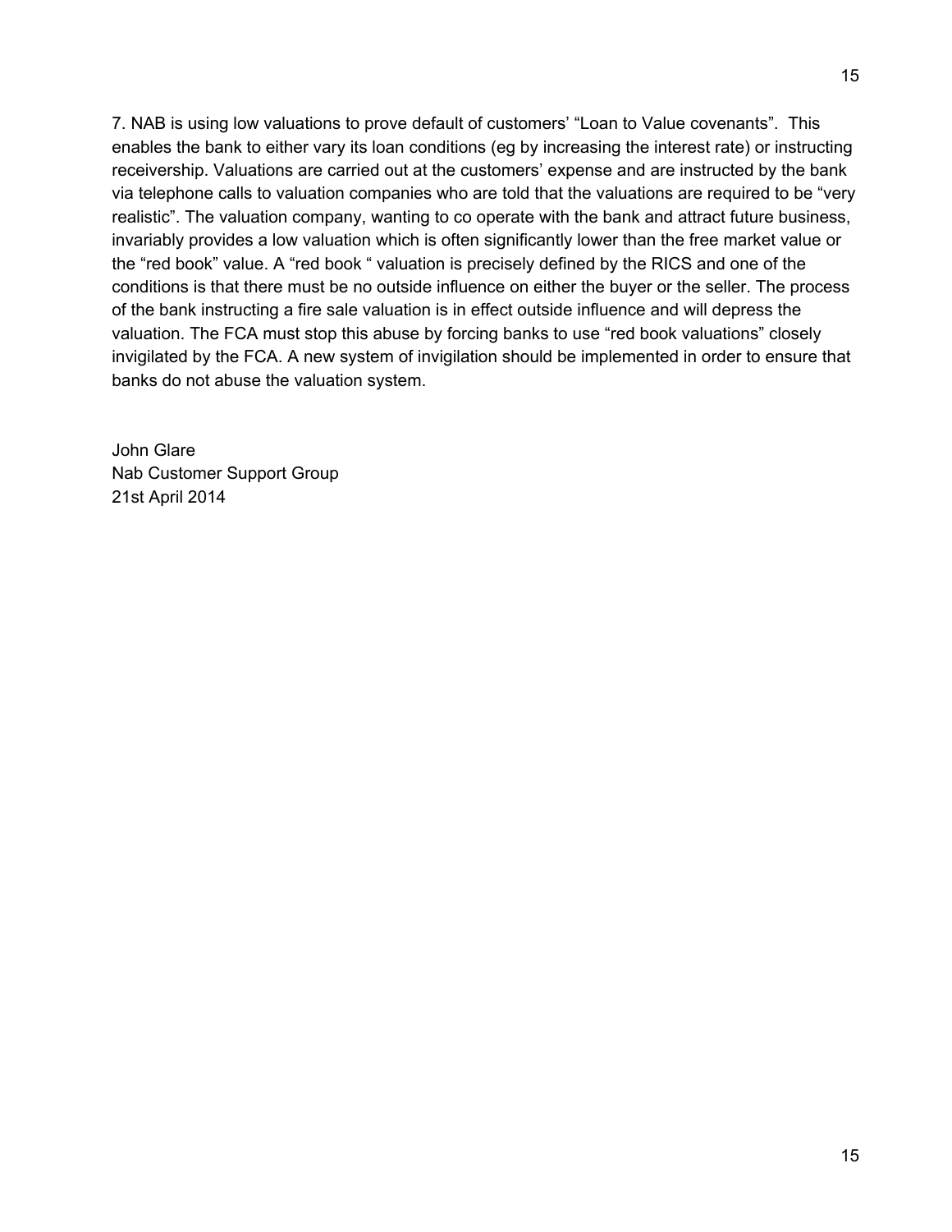7. NAB is using low valuations to prove default of customers' "Loan to Value covenants". This enables the bank to either vary its loan conditions (eg by increasing the interest rate) or instructing receivership. Valuations are carried out at the customers' expense and are instructed by the bank via telephone calls to valuation companies who are told that the valuations are required to be "very realistic". The valuation company, wanting to co operate with the bank and attract future business, invariably provides a low valuation which is often significantly lower than the free market value or the "red book" value. A "red book " valuation is precisely defined by the RICS and one of the conditions is that there must be no outside influence on either the buyer or the seller. The process of the bank instructing a fire sale valuation is in effect outside influence and will depress the valuation. The FCA must stop this abuse by forcing banks to use "red book valuations" closely invigilated by the FCA. A new system of invigilation should be implemented in order to ensure that banks do not abuse the valuation system.

John Glare
Nab Customer Support Group
21st April 2014